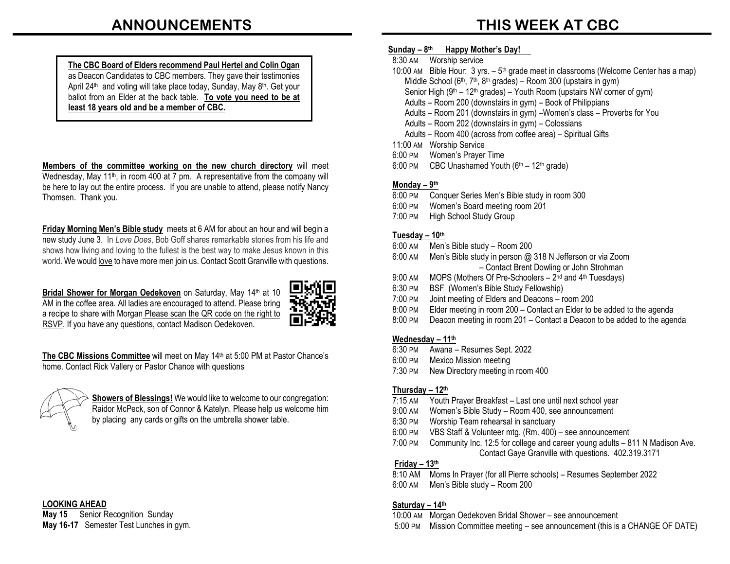# ANNOUNCEMENTS

**The CBC Board of Elders recommend Paul Hertel and Colin Ogan** as Deacon Candidates to CBC members. They gave their testimonies April 24th and voting will take place today, Sunday, May 8th. Get your ballot from an Elder at the back table. **To vote you need to be at least 18 years old and be a member of CBC.**

**Members of the committee working on the new church directory** will meet Wednesday, May 11th, in room 400 at 7 pm. A representative from the company will be here to lay out the entire process. If you are unable to attend, please notify Nancy Thomsen. Thank you.

**Friday Morning Men's Bible study** meets at 6 AM for about an hour and will begin a new study June 3. In *Love Does*, Bob Goff shares remarkable stories from his life and shows how living and loving to the fullest is the best way to make Jesus known in this world. We would love to have more men join us. Contact Scott Granville with questions.

**Bridal Shower for Morgan Oedekoven** on Saturday, May 14th at 10 AM in the coffee area. All ladies are encouraged to attend. Please bring a recipe to share with Morgan Please scan the QR code on the right to RSVP. If you have any questions, contact Madison Oedekoven.

**The CBC Missions Committee** will meet on May 14th at 5:00 PM at Pastor Chance's home. Contact Rick Vallery or Pastor Chance with questions

**Showers of Blessings!** We would like to welcome to our congregation: Raidor McPeck, son of Connor & Katelyn. Please help us welcome him by placing any cards or gifts on the umbrella shower table.

**LOOKING AHEAD**

**May 15** Senior Recognition Sunday
**May 16-17** Semester Test Lunches in gym.

# THIS WEEK AT CBC

**Sunday – 8th Happy Mother's Day!**

- 8:30 AM Worship service
- 10:00 AM Bible Hour: 3 yrs. – 5th grade meet in classrooms (Welcome Center has a map)
  - Middle School (6th, 7th, 8th grades) – Room 300 (upstairs in gym)
  - Senior High (9th – 12th grades) – Youth Room (upstairs NW corner of gym)
  - Adults – Room 200 (downstairs in gym) – Book of Philippians
  - Adults – Room 201 (downstairs in gym) –Women's class – Proverbs for You
  - Adults – Room 202 (downstairs in gym) – Colossians
  - Adults – Room 400 (across from coffee area) – Spiritual Gifts
- 11:00 AM Worship Service
- 6:00 PM Women's Prayer Time
- 6:00 PM CBC Unashamed Youth (6th – 12th grade)

**Monday – 9th**

- 6:00 PM Conquer Series Men's Bible study in room 300
- 6:00 PM Women's Board meeting room 201
- 7:00 PM High School Study Group

**Tuesday – 10th**

- 6:00 AM Men's Bible study – Room 200
- 6:00 AM Men's Bible study in person @ 318 N Jefferson or via Zoom – Contact Brent Dowling or John Strohman
- 9:00 AM MOPS (Mothers Of Pre-Schoolers – 2nd and 4th Tuesdays)
- 6:30 PM BSF (Women's Bible Study Fellowship)
- 7:00 PM Joint meeting of Elders and Deacons – room 200
- 8:00 PM Elder meeting in room 200 – Contact an Elder to be added to the agenda
- 8:00 PM Deacon meeting in room 201 – Contact a Deacon to be added to the agenda

**Wednesday – 11th**

- 6:30 PM Awana – Resumes Sept. 2022
- 6:00 PM Mexico Mission meeting
- 7:30 PM New Directory meeting in room 400

**Thursday – 12th**

- 7:15 AM Youth Prayer Breakfast – Last one until next school year
- 9:00 AM Women's Bible Study – Room 400, see announcement
- 6:30 PM Worship Team rehearsal in sanctuary
- 6:00 PM VBS Staff & Volunteer mtg. (Rm. 400) – see announcement
- 7:00 PM Community Inc. 12:5 for college and career young adults – 811 N Madison Ave. Contact Gaye Granville with questions. 402.319.3171

**Friday – 13th**

- 8:10 AM Moms In Prayer (for all Pierre schools) – Resumes September 2022
- 6:00 AM Men's Bible study – Room 200

**Saturday – 14th**

- 10:00 AM Morgan Oedekoven Bridal Shower – see announcement
- 5:00 PM Mission Committee meeting – see announcement (this is a CHANGE OF DATE)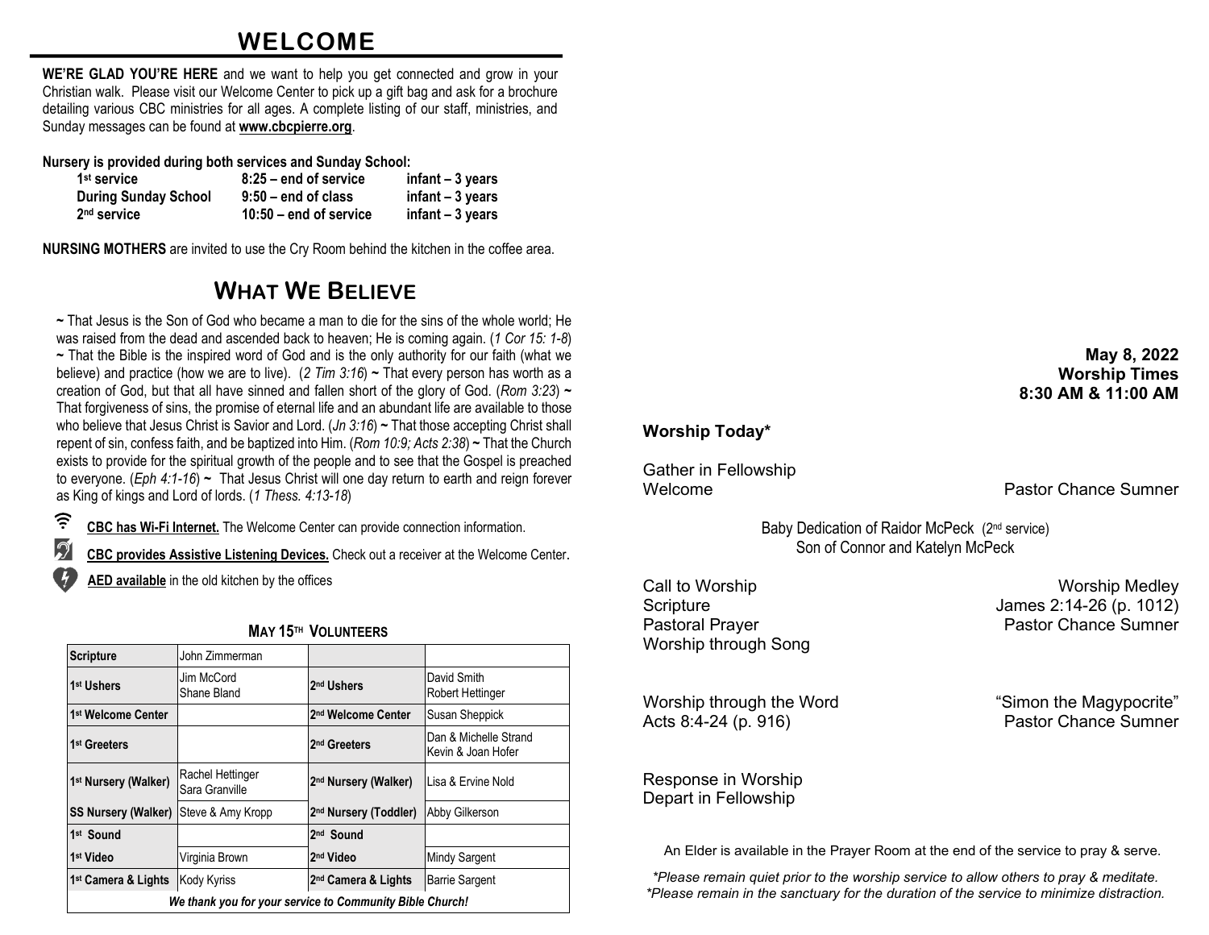# WELCOME

**WE'RE GLAD YOU'RE HERE** and we want to help you get connected and grow in your Christian walk. Please visit our Welcome Center to pick up a gift bag and ask for a brochure detailing various CBC ministries for all ages. A complete listing of our staff, ministries, and Sunday messages can be found at **www.cbcpierre.org**.

**Nursery is provided during both services and Sunday School:**

| | | |
|---|---|---|
| **1st service** | **8:25 – end of service** | **infant – 3 years** |
| **During Sunday School** | **9:50 – end of class** | **infant – 3 years** |
| **2nd service** | **10:50 – end of service** | **infant – 3 years** |

**NURSING MOTHERS** are invited to use the Cry Room behind the kitchen in the coffee area.

# WHAT WE BELIEVE

**~** That Jesus is the Son of God who became a man to die for the sins of the whole world; He was raised from the dead and ascended back to heaven; He is coming again. (*1 Cor 15: 1-8*) **~** That the Bible is the inspired word of God and is the only authority for our faith (what we believe) and practice (how we are to live). (*2 Tim 3:16*) **~** That every person has worth as a creation of God, but that all have sinned and fallen short of the glory of God. (*Rom 3:23*) **~** That forgiveness of sins, the promise of eternal life and an abundant life are available to those who believe that Jesus Christ is Savior and Lord. (*Jn 3:16*) **~** That those accepting Christ shall repent of sin, confess faith, and be baptized into Him. (*Rom 10:9; Acts 2:38*) **~** That the Church exists to provide for the spiritual growth of the people and to see that the Gospel is preached to everyone. (*Eph 4:1-16*) **~** That Jesus Christ will one day return to earth and reign forever as King of kings and Lord of lords. (*1 Thess. 4:13-18*)

**CBC has Wi-Fi Internet.** The Welcome Center can provide connection information.

**CBC provides Assistive Listening Devices.** Check out a receiver at the Welcome Center.

**AED available** in the old kitchen by the offices

### MAY 15TH VOLUNTEERS

| | | | |
|---|---|---|---|
| **Scripture** | John Zimmerman | | |
| **1st Ushers** | Jim McCord, Shane Bland | **2nd Ushers** | David Smith, Robert Hettinger |
| **1st Welcome Center** | | **2nd Welcome Center** | Susan Sheppick |
| **1st Greeters** | | **2nd Greeters** | Dan & Michelle Strand, Kevin & Joan Hofer |
| **1st Nursery (Walker)** | Rachel Hettinger, Sara Granville | **2nd Nursery (Walker)** | Lisa & Ervine Nold |
| **SS Nursery (Walker)** | Steve & Amy Kropp | **2nd Nursery (Toddler)** | Abby Gilkerson |
| **1st Sound** | | **2nd Sound** | |
| **1st Video** | Virginia Brown | **2nd Video** | Mindy Sargent |
| **1st Camera & Lights** | Kody Kyriss | **2nd Camera & Lights** | Barrie Sargent |

***We thank you for your service to Community Bible Church!***

**May 8, 2022**
**Worship Times**
**8:30 AM & 11:00 AM**

**Worship Today***

Gather in Fellowship
Welcome — Pastor Chance Sumner

Baby Dedication of Raidor McPeck (2nd service)
Son of Connor and Katelyn McPeck

Call to Worship — Worship Medley
Scripture — James 2:14-26 (p. 1012)
Pastoral Prayer — Pastor Chance Sumner
Worship through Song

Worship through the Word — "Simon the Magypocrite"
Acts 8:4-24 (p. 916) — Pastor Chance Sumner

Response in Worship
Depart in Fellowship

An Elder is available in the Prayer Room at the end of the service to pray & serve.

*\*Please remain quiet prior to the worship service to allow others to pray & meditate.*
*\*Please remain in the sanctuary for the duration of the service to minimize distraction.*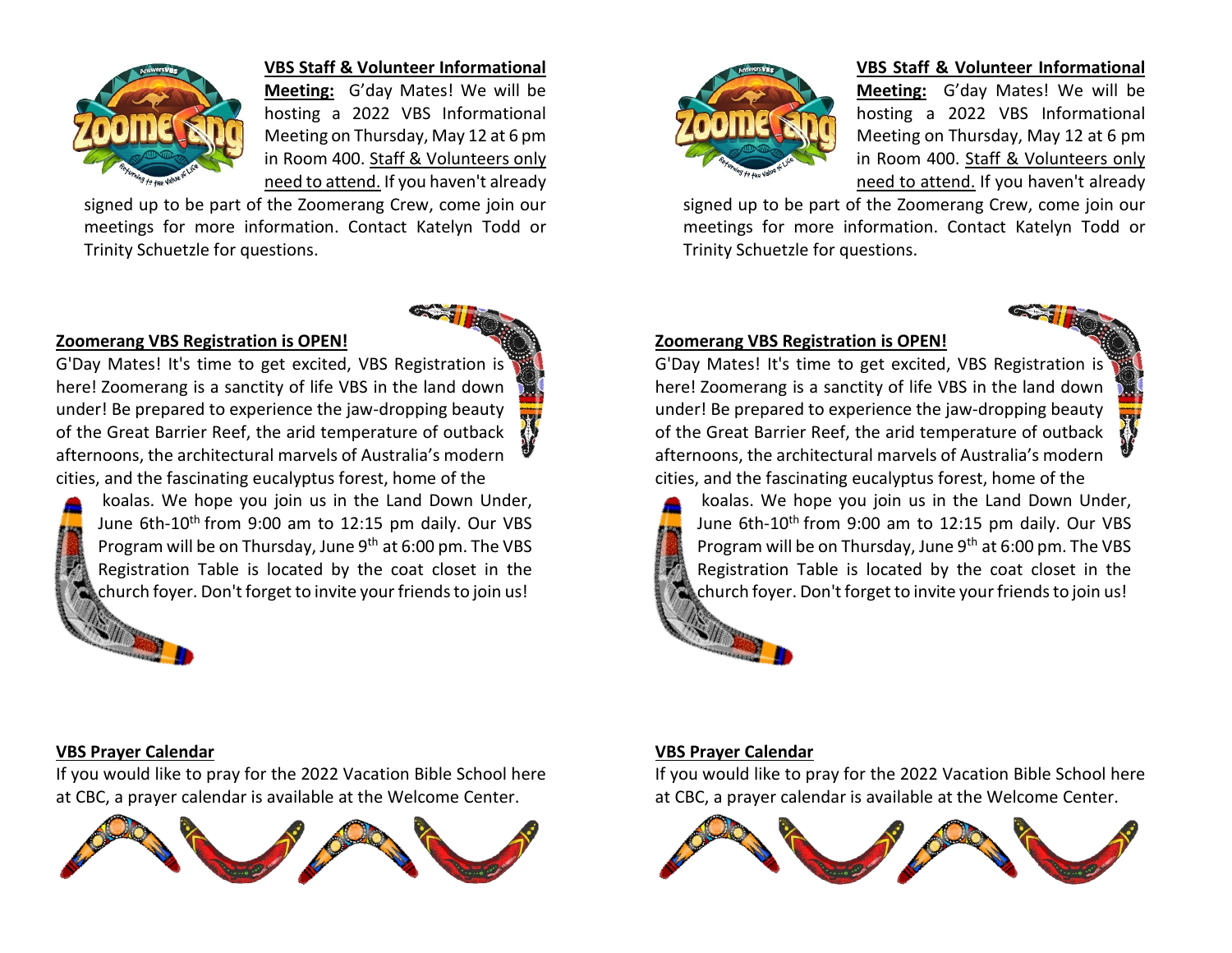**VBS Staff & Volunteer Informational Meeting:** G'day Mates! We will be hosting a 2022 VBS Informational Meeting on Thursday, May 12 at 6 pm in Room 400. Staff & Volunteers only need to attend. If you haven't already signed up to be part of the Zoomerang Crew, come join our meetings for more information. Contact Katelyn Todd or Trinity Schuetzle for questions.

**Zoomerang VBS Registration is OPEN!**

G'Day Mates! It's time to get excited, VBS Registration is here! Zoomerang is a sanctity of life VBS in the land down under! Be prepared to experience the jaw-dropping beauty of the Great Barrier Reef, the arid temperature of outback afternoons, the architectural marvels of Australia's modern cities, and the fascinating eucalyptus forest, home of the koalas. We hope you join us in the Land Down Under, June 6th-10th from 9:00 am to 12:15 pm daily. Our VBS Program will be on Thursday, June 9th at 6:00 pm. The VBS Registration Table is located by the coat closet in the church foyer. Don't forget to invite your friends to join us!

**VBS Prayer Calendar**

If you would like to pray for the 2022 Vacation Bible School here at CBC, a prayer calendar is available at the Welcome Center.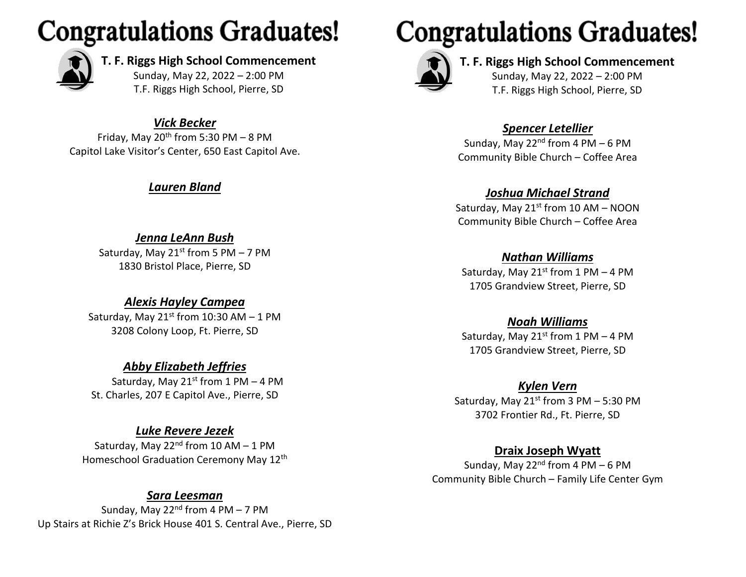# Congratulations Graduates!

**T. F. Riggs High School Commencement**
Sunday, May 22, 2022 – 2:00 PM
T.F. Riggs High School, Pierre, SD

***Vick Becker***
Friday, May 20th from 5:30 PM – 8 PM
Capitol Lake Visitor's Center, 650 East Capitol Ave.

***Lauren Bland***

***Jenna LeAnn Bush***
Saturday, May 21st from 5 PM – 7 PM
1830 Bristol Place, Pierre, SD

***Alexis Hayley Campea***
Saturday, May 21st from 10:30 AM – 1 PM
3208 Colony Loop, Ft. Pierre, SD

***Abby Elizabeth Jeffries***
Saturday, May 21st from 1 PM – 4 PM
St. Charles, 207 E Capitol Ave., Pierre, SD

***Luke Revere Jezek***
Saturday, May 22nd from 10 AM – 1 PM
Homeschool Graduation Ceremony May 12th

***Sara Leesman***
Sunday, May 22nd from 4 PM – 7 PM
Up Stairs at Richie Z's Brick House 401 S. Central Ave., Pierre, SD

# Congratulations Graduates!

**T. F. Riggs High School Commencement**
Sunday, May 22, 2022 – 2:00 PM
T.F. Riggs High School, Pierre, SD

***Spencer Letellier***
Sunday, May 22nd from 4 PM – 6 PM
Community Bible Church – Coffee Area

***Joshua Michael Strand***
Saturday, May 21st from 10 AM – NOON
Community Bible Church – Coffee Area

***Nathan Williams***
Saturday, May 21st from 1 PM – 4 PM
1705 Grandview Street, Pierre, SD

***Noah Williams***
Saturday, May 21st from 1 PM – 4 PM
1705 Grandview Street, Pierre, SD

***Kylen Vern***
Saturday, May 21st from 3 PM – 5:30 PM
3702 Frontier Rd., Ft. Pierre, SD

**Draix Joseph Wyatt**
Sunday, May 22nd from 4 PM – 6 PM
Community Bible Church – Family Life Center Gym